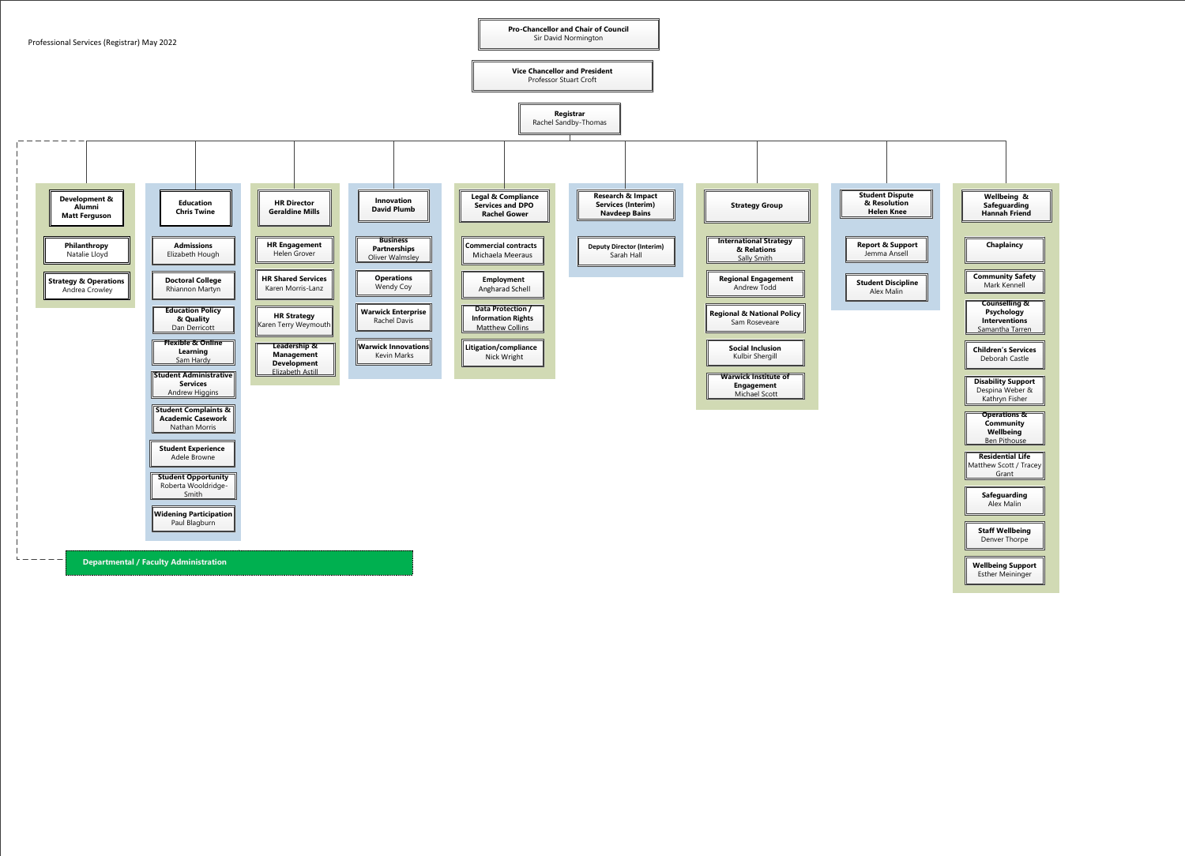Professional Services (Registrar) May 2022

**Pro-Chancellor and Chair of Council**
Sir David Normington

**Vice Chancellor and President**
Professor Stuart Croft

**Registrar**
Rachel Sandby-Thomas

## Development & Alumni
**Matt Ferguson**

- **Philanthropy** – Natalie Lloyd
- **Strategy & Operations** – Andrea Crowley

## Education
**Chris Twine**

- **Admissions** – Elizabeth Hough
- **Doctoral College** – Rhiannon Martyn
- **Education Policy & Quality** – Dan Derricott
- **Flexible & Online Learning** – Sam Hardy
- **Student Administrative Services** – Andrew Higgins
- **Student Complaints & Academic Casework** – Nathan Morris
- **Student Experience** – Adele Browne
- **Student Opportunity** – Roberta Wooldridge-Smith
- **Widening Participation** – Paul Blagburn

## HR Director
**Geraldine Mills**

- **HR Engagement** – Helen Grover
- **HR Shared Services** – Karen Morris-Lanz
- **HR Strategy** – Karen Terry Weymouth
- **Leadership & Management Development** – Elizabeth Astill

## Innovation
**David Plumb**

- **Business Partnerships** – Oliver Walmsley
- **Operations** – Wendy Coy
- **Warwick Enterprise** – Rachel Davis
- **Warwick Innovations** – Kevin Marks

## Legal & Compliance Services and DPO
**Rachel Gower**

- **Commercial contracts** – Michaela Meeraus
- **Employment** – Angharad Schell
- **Data Protection / Information Rights** – Matthew Collins
- **Litigation/compliance** – Nick Wright

## Research & Impact Services (Interim)
**Navdeep Bains**

- **Deputy Director (Interim)** – Sarah Hall

## Strategy Group

- **International Strategy & Relations** – Sally Smith
- **Regional Engagement** – Andrew Todd
- **Regional & National Policy** – Sam Roseveare
- **Social Inclusion** – Kulbir Shergill
- **Warwick Institute of Engagement** – Michael Scott

## Student Dispute & Resolution
**Helen Knee**

- **Report & Support** – Jemma Ansell
- **Student Discipline** – Alex Malin

## Wellbeing & Safeguarding
**Hannah Friend**

- **Chaplaincy**
- **Community Safety** – Mark Kennell
- **Counselling & Psychology Interventions** – Samantha Tarren
- **Children's Services** – Deborah Castle
- **Disability Support** – Despina Weber & Kathryn Fisher
- **Operations & Community Wellbeing** – Ben Pithouse
- **Residential Life** – Matthew Scott / Tracey Grant
- **Safeguarding** – Alex Malin
- **Staff Wellbeing** – Denver Thorpe
- **Wellbeing Support** – Esther Meininger

## Departmental / Faculty Administration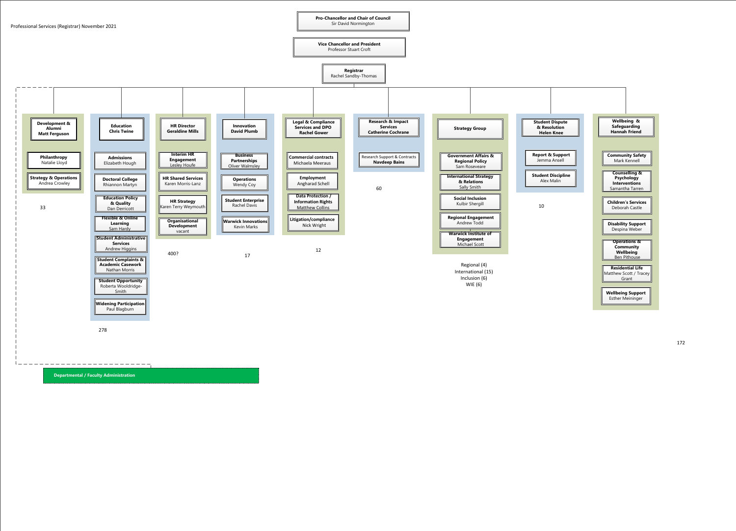Professional Services (Registrar) November 2021

**Pro-Chancellor and Chair of Council**
Sir David Normington

**Vice Chancellor and President**
Professor Stuart Croft

**Registrar**
Rachel Sandby-Thomas

## Development & Alumni — Matt Ferguson

- **Philanthropy** — Natalie Lloyd
- **Strategy & Operations** — Andrea Crowley

33

## Education — Chris Twine

- **Admissions** — Elizabeth Hough
- **Doctoral College** — Rhiannon Martyn
- **Education Policy & Quality** — Dan Derricott
- **Flexible & Online Learning** — Sam Hardy
- **Student Administrative Services** — Andrew Higgins
- **Student Complaints & Academic Casework** — Nathan Morris
- **Student Opportunity** — Roberta Wooldridge-Smith
- **Widening Participation** — Paul Blagburn

278

## HR Director — Geraldine Mills

- **Interim HR Engagement** — Lesley Houfe
- **HR Shared Services** — Karen Morris-Lanz
- **HR Strategy** — Karen Terry Weymouth
- **Organisational Development** — vacant

400?

## Innovation — David Plumb

- **Business Partnerships** — Oliver Walmsley
- **Operations** — Wendy Coy
- **Student Enterprise** — Rachel Davis
- **Warwick Innovations** — Kevin Marks

17

## Legal & Compliance Services and DPO — Rachel Gower

- **Commercial contracts** — Michaela Meeraus
- **Employment** — Angharad Schell
- **Data Protection / Information Rights** — Matthew Collins
- **Litigation/compliance** — Nick Wright

12

## Research & Impact Services — Catherine Cochrane

- Research Support & Contracts — **Navdeep Bains**

60

## Strategy Group

- **Government Affairs & Regional Policy** — Sam Roseveare
- **International Strategy & Relations** — Sally Smith
- **Social Inclusion** — Kulbir Shergill
- **Regional Engagement** — Andrew Todd
- **Warwick Institute of Engagement** — Michael Scott

Regional (4)
International (15)
Inclusion (6)
WIE (6)

## Student Dispute & Resolution — Helen Knee

- **Report & Support** — Jemma Ansell
- **Student Discipline** — Alex Malin

10

## Wellbeing & Safeguarding — Hannah Friend

- **Community Safety** — Mark Kennell
- **Counselling & Psychology Interventions** — Samantha Tarren
- **Children's Services** — Deborah Castle
- **Disability Support** — Despina Weber
- **Operations & Community Wellbeing** — Ben Pithouse
- **Residential Life** — Matthew Scott / Tracey Grant
- **Wellbeing Support** — Esther Meininger

172

**Departmental / Faculty Administration**